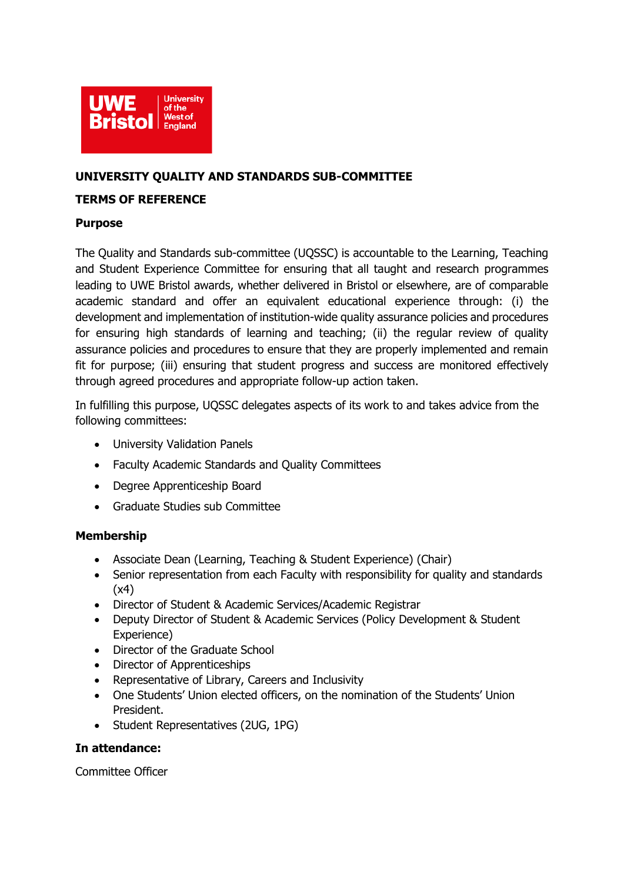## UNIVERSITY QUALITY AND STANDARDS SUB-COMMITTEE

## TERMS OF REFERENCE

### Purpose

The Quality and Standards sub-committee (UQSSC) is accountable to the Learning, Teaching and Student Experience Committee for ensuring that all taught and research programmes leading to UWE Bristol awards, whether delivered in Bristol or elsewhere, are of comparable academic standard and offer an equivalent educational experience through: (i) the development and implementation of institution-wide quality assurance policies and procedures for ensuring high standards of learning and teaching; (ii) the regular review of quality assurance policies and procedures to ensure that they are properly implemented and remain fit for purpose; (iii) ensuring that student progress and success are monitored effectively through agreed procedures and appropriate follow-up action taken.

In fulfilling this purpose, UQSSC delegates aspects of its work to and takes advice from the following committees:

- University Validation Panels
- Faculty Academic Standards and Quality Committees
- Degree Apprenticeship Board
- Graduate Studies sub Committee

### Membership

- Associate Dean (Learning, Teaching & Student Experience) (Chair)
- Senior representation from each Faculty with responsibility for quality and standards (x4)
- Director of Student & Academic Services/Academic Registrar
- Deputy Director of Student & Academic Services (Policy Development & Student Experience)
- Director of the Graduate School
- Director of Apprenticeships
- Representative of Library, Careers and Inclusivity
- One Students' Union elected officers, on the nomination of the Students' Union President.
- Student Representatives (2UG, 1PG)

### In attendance:

Committee Officer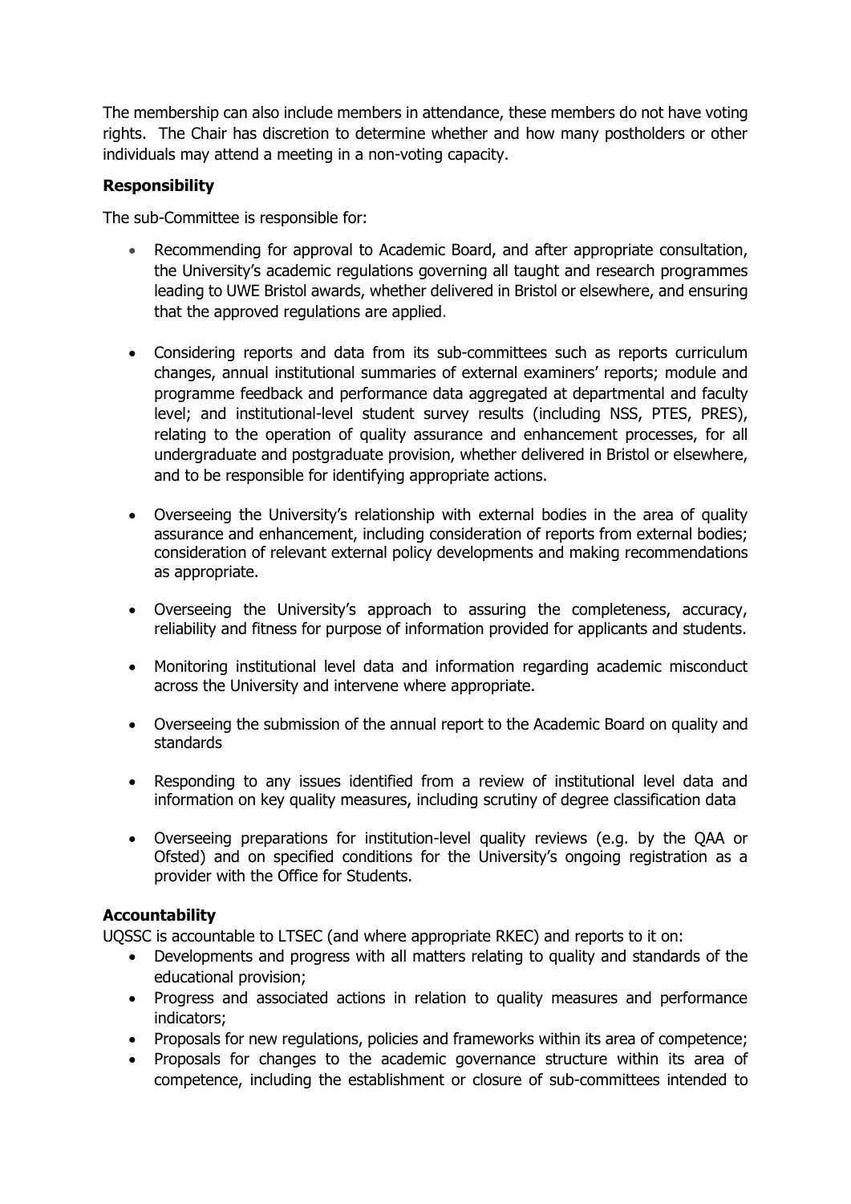The membership can also include members in attendance, these members do not have voting rights. The Chair has discretion to determine whether and how many postholders or other individuals may attend a meeting in a non-voting capacity.

**Responsibility**

The sub-Committee is responsible for:

- Recommending for approval to Academic Board, and after appropriate consultation, the University's academic regulations governing all taught and research programmes leading to UWE Bristol awards, whether delivered in Bristol or elsewhere, and ensuring that the approved regulations are applied.

- Considering reports and data from its sub-committees such as reports curriculum changes, annual institutional summaries of external examiners' reports; module and programme feedback and performance data aggregated at departmental and faculty level; and institutional-level student survey results (including NSS, PTES, PRES), relating to the operation of quality assurance and enhancement processes, for all undergraduate and postgraduate provision, whether delivered in Bristol or elsewhere, and to be responsible for identifying appropriate actions.

- Overseeing the University's relationship with external bodies in the area of quality assurance and enhancement, including consideration of reports from external bodies; consideration of relevant external policy developments and making recommendations as appropriate.

- Overseeing the University's approach to assuring the completeness, accuracy, reliability and fitness for purpose of information provided for applicants and students.

- Monitoring institutional level data and information regarding academic misconduct across the University and intervene where appropriate.

- Overseeing the submission of the annual report to the Academic Board on quality and standards

- Responding to any issues identified from a review of institutional level data and information on key quality measures, including scrutiny of degree classification data

- Overseeing preparations for institution-level quality reviews (e.g. by the QAA or Ofsted) and on specified conditions for the University's ongoing registration as a provider with the Office for Students.

**Accountability**

UQSSC is accountable to LTSEC (and where appropriate RKEC) and reports to it on:

- Developments and progress with all matters relating to quality and standards of the educational provision;
- Progress and associated actions in relation to quality measures and performance indicators;
- Proposals for new regulations, policies and frameworks within its area of competence;
- Proposals for changes to the academic governance structure within its area of competence, including the establishment or closure of sub-committees intended to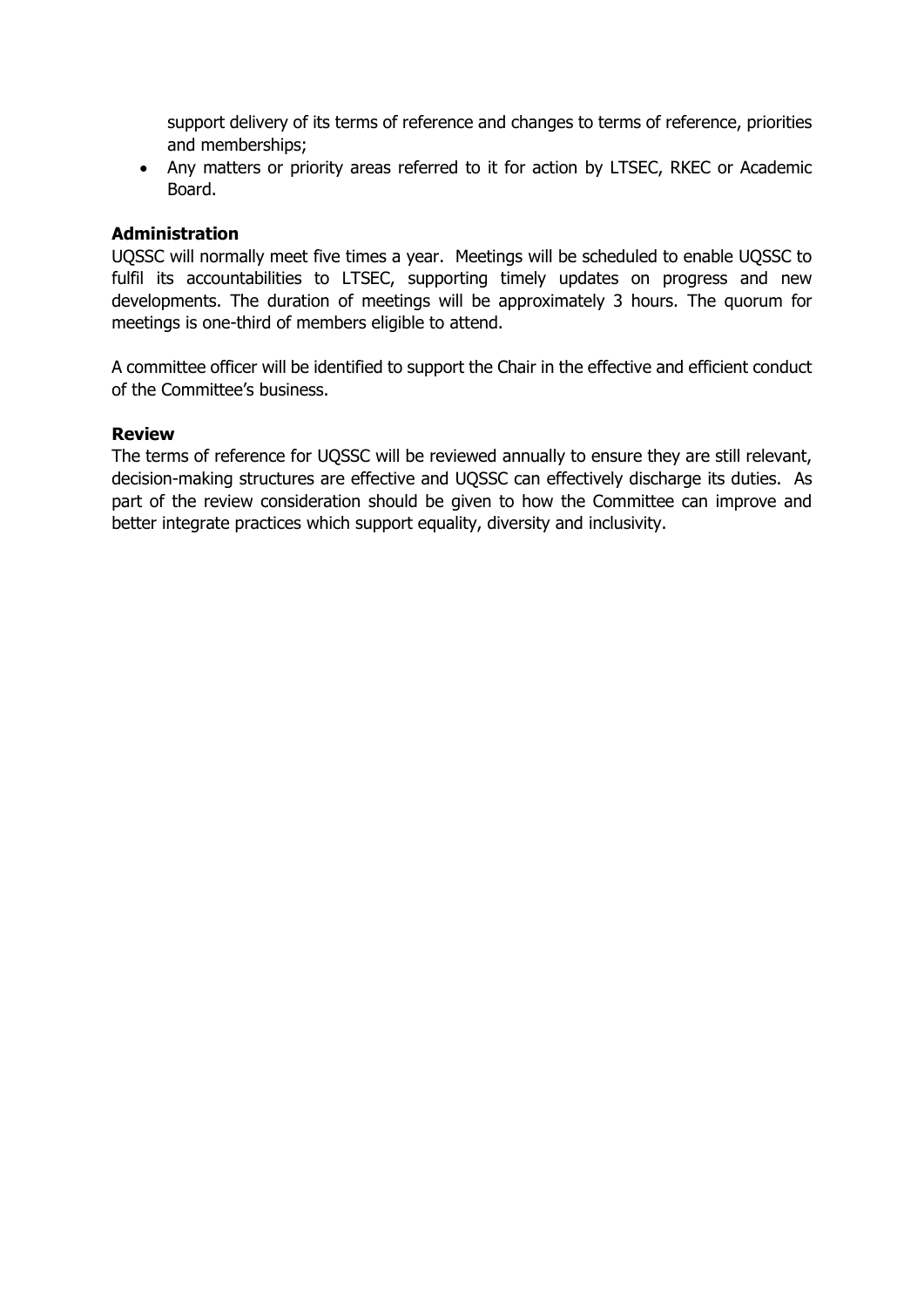support delivery of its terms of reference and changes to terms of reference, priorities and memberships;

- Any matters or priority areas referred to it for action by LTSEC, RKEC or Academic Board.

**Administration**

UQSSC will normally meet five times a year. Meetings will be scheduled to enable UQSSC to fulfil its accountabilities to LTSEC, supporting timely updates on progress and new developments. The duration of meetings will be approximately 3 hours. The quorum for meetings is one-third of members eligible to attend.

A committee officer will be identified to support the Chair in the effective and efficient conduct of the Committee's business.

**Review**

The terms of reference for UQSSC will be reviewed annually to ensure they are still relevant, decision-making structures are effective and UQSSC can effectively discharge its duties. As part of the review consideration should be given to how the Committee can improve and better integrate practices which support equality, diversity and inclusivity.